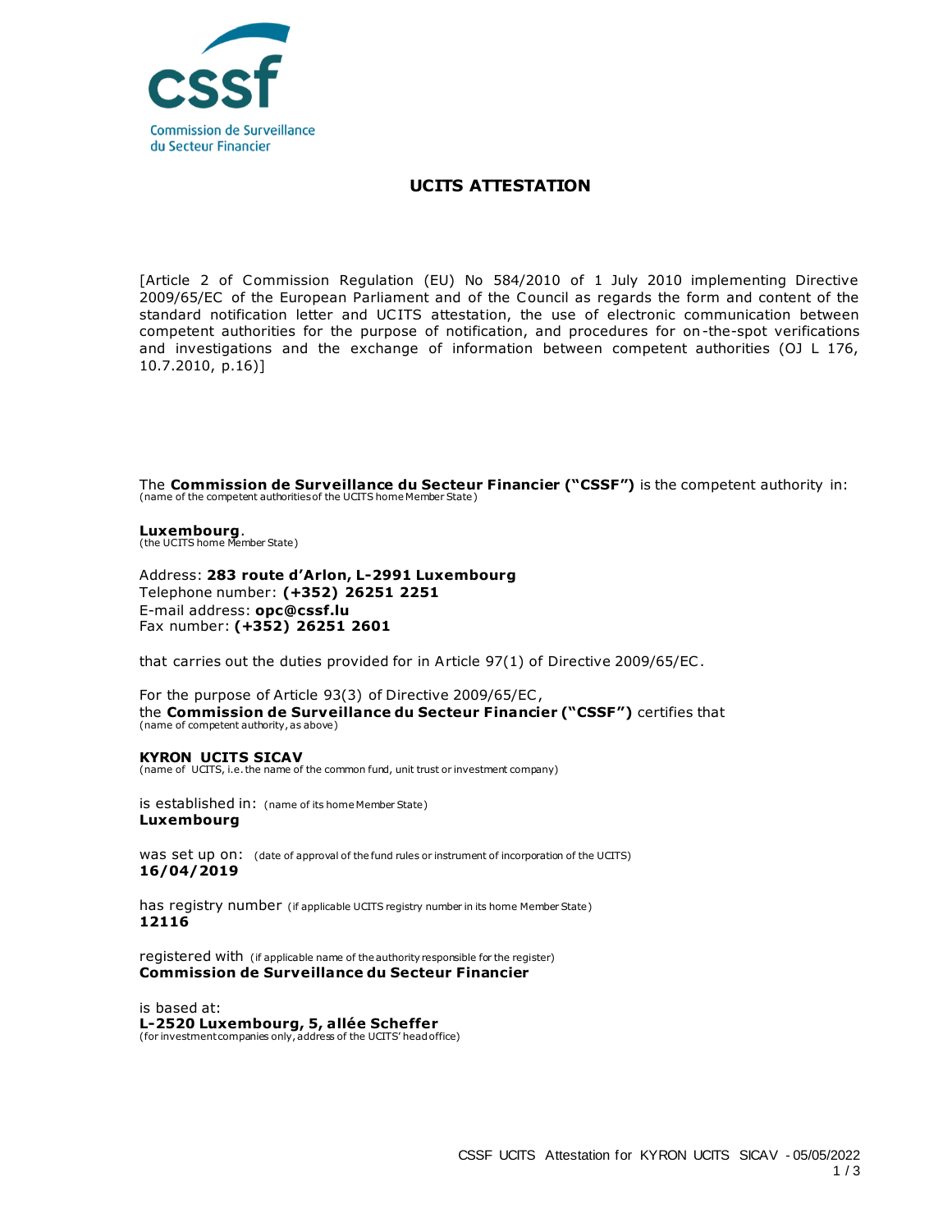cssf

Commission de Surveillance du Secteur Financier

# UCITS ATTESTATION

[Article 2 of Commission Regulation (EU) No 584/2010 of 1 July 2010 implementing Directive 2009/65/EC of the European Parliament and of the Council as regards the form and content of the standard notification letter and UCITS attestation, the use of electronic communication between competent authorities for the purpose of notification, and procedures for on-the-spot verifications and investigations and the exchange of information between competent authorities (OJ L 176, 10.7.2010, p.16)]

The **Commission de Surveillance du Secteur Financier ("CSSF")** is the competent authority in:
(name of the competent authorities of the UCITS home Member State)

**Luxembourg**.
(the UCITS home Member State)

Address: **283 route d'Arlon, L-2991 Luxembourg**
Telephone number: **(+352) 26251 2251**
E-mail address: **opc@cssf.lu**
Fax number: **(+352) 26251 2601**

that carries out the duties provided for in Article 97(1) of Directive 2009/65/EC.

For the purpose of Article 93(3) of Directive 2009/65/EC,
the **Commission de Surveillance du Secteur Financier ("CSSF")** certifies that
(name of competent authority, as above)

**KYRON UCITS SICAV**
(name of UCITS, i.e. the name of the common fund, unit trust or investment company)

is established in: (name of its home Member State)
**Luxembourg**

was set up on: (date of approval of the fund rules or instrument of incorporation of the UCITS)
**16/04/2019**

has registry number (if applicable UCITS registry number in its home Member State)
**12116**

registered with (if applicable name of the authority responsible for the register)
**Commission de Surveillance du Secteur Financier**

is based at:
**L-2520 Luxembourg, 5, allée Scheffer**
(for investment companies only, address of the UCITS' head office)

CSSF UCITS Attestation for KYRON UCITS SICAV - 05/05/2022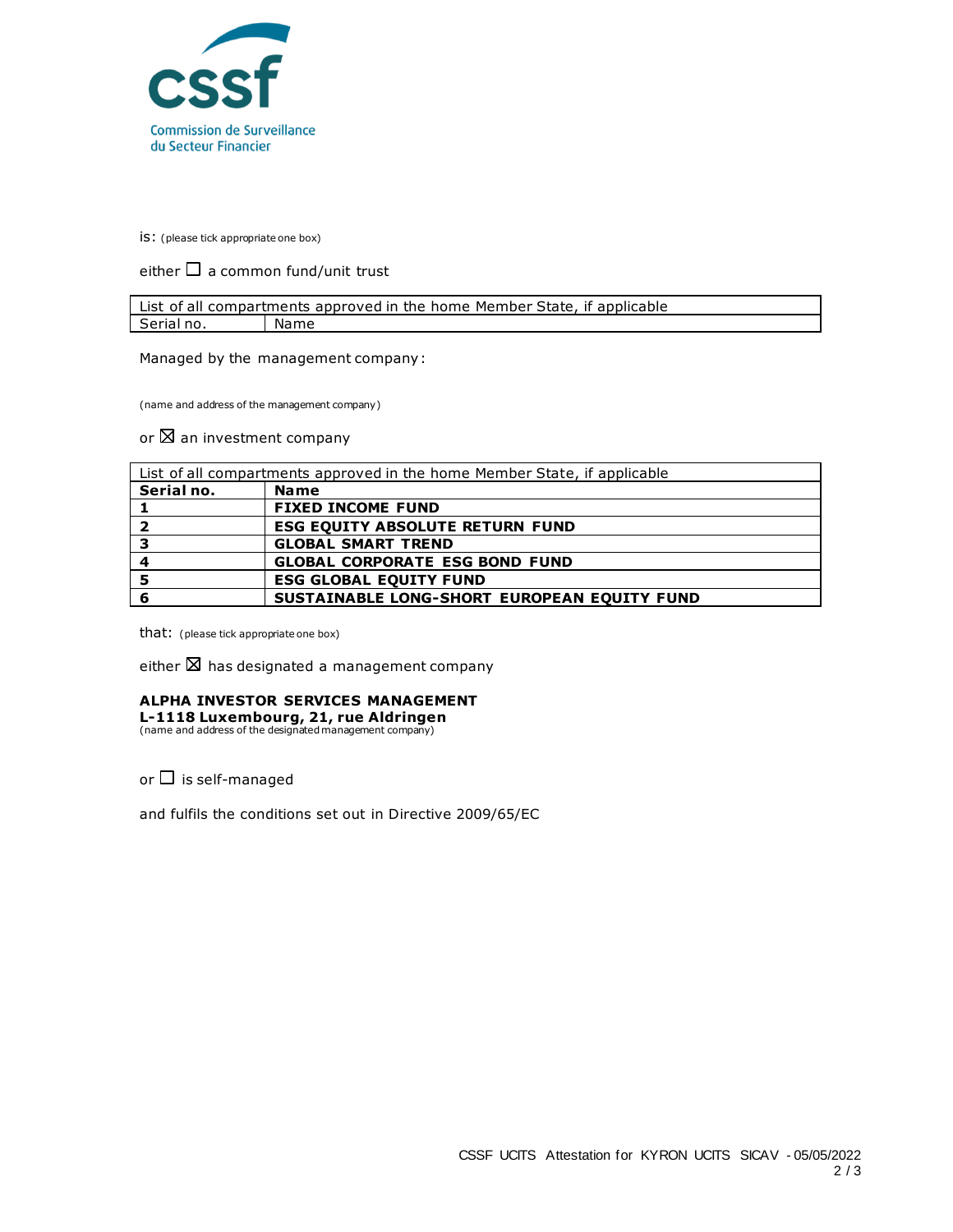is: (please tick appropriate one box)

either ☐ a common fund/unit trust

| List of all compartments approved in the home Member State, if applicable | |
|---|---|
| Serial no. | Name |

Managed by the management company:

(name and address of the management company)

or ☒ an investment company

| List of all compartments approved in the home Member State, if applicable | |
|---|---|
| **Serial no.** | **Name** |
| **1** | **FIXED INCOME FUND** |
| **2** | **ESG EQUITY ABSOLUTE RETURN FUND** |
| **3** | **GLOBAL SMART TREND** |
| **4** | **GLOBAL CORPORATE ESG BOND FUND** |
| **5** | **ESG GLOBAL EQUITY FUND** |
| **6** | **SUSTAINABLE LONG-SHORT EUROPEAN EQUITY FUND** |

that: (please tick appropriate one box)

either ☒ has designated a management company

**ALPHA INVESTOR SERVICES MANAGEMENT**
**L-1118 Luxembourg, 21, rue Aldringen**
(name and address of the designated management company)

or ☐ is self-managed

and fulfils the conditions set out in Directive 2009/65/EC

CSSF UCITS Attestation for KYRON UCITS SICAV - 05/05/2022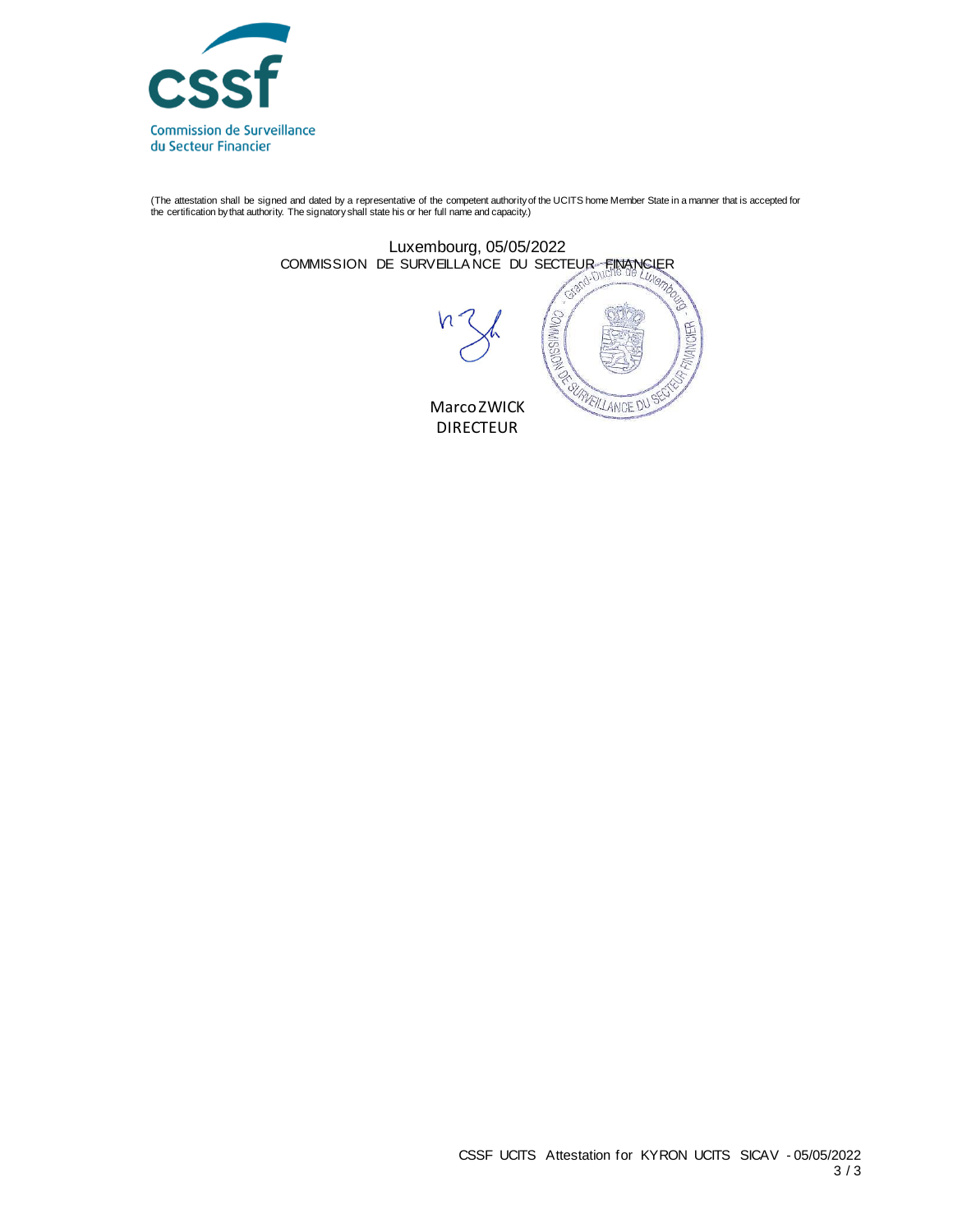Commission de Surveillance du Secteur Financier

(The attestation shall be signed and dated by a representative of the competent authority of the UCITS home Member State in a manner that is accepted for the certification by that authority. The signatory shall state his or her full name and capacity.)

Luxembourg, 05/05/2022

COMMISSION DE SURVEILLANCE DU SECTEUR FINANCIER

Marco ZWICK

DIRECTEUR